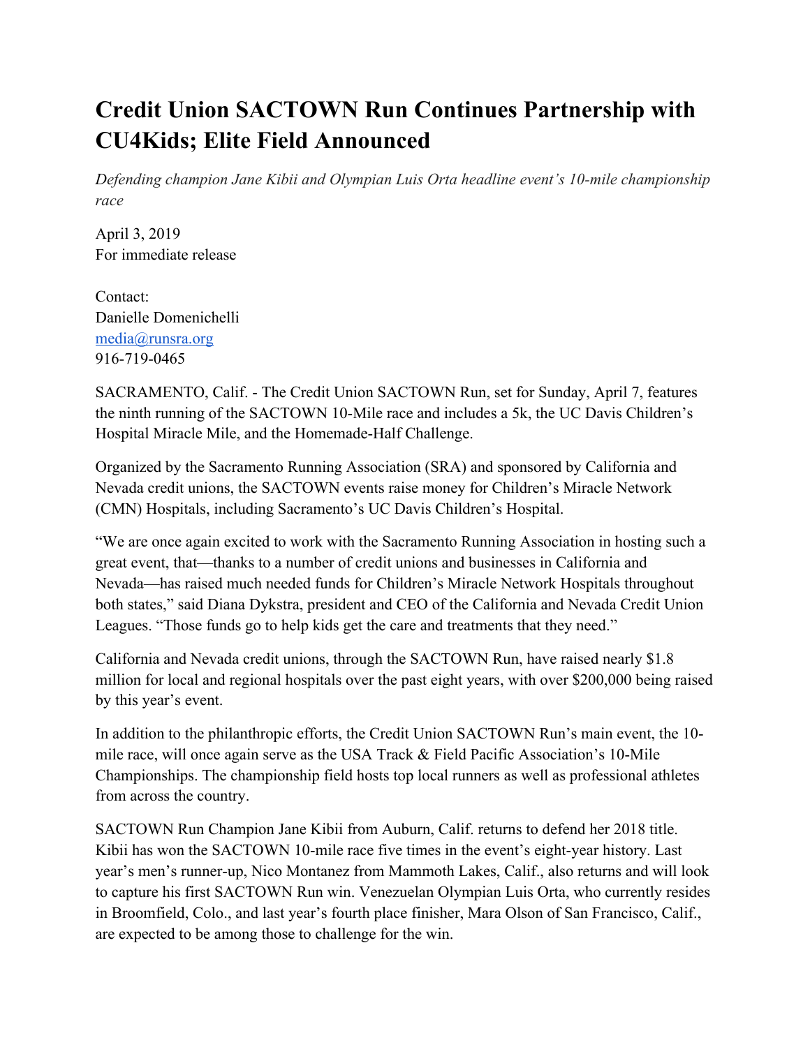# Credit Union SACTOWN Run Continues Partnership with CU4Kids; Elite Field Announced

*Defending champion Jane Kibii and Olympian Luis Orta headline event's 10-mile championship race*

April 3, 2019
For immediate release

Contact:
Danielle Domenichelli
media@runsra.org
916-719-0465

SACRAMENTO, Calif. - The Credit Union SACTOWN Run, set for Sunday, April 7, features the ninth running of the SACTOWN 10-Mile race and includes a 5k, the UC Davis Children's Hospital Miracle Mile, and the Homemade-Half Challenge.

Organized by the Sacramento Running Association (SRA) and sponsored by California and Nevada credit unions, the SACTOWN events raise money for Children's Miracle Network (CMN) Hospitals, including Sacramento's UC Davis Children's Hospital.

"We are once again excited to work with the Sacramento Running Association in hosting such a great event, that—thanks to a number of credit unions and businesses in California and Nevada—has raised much needed funds for Children's Miracle Network Hospitals throughout both states," said Diana Dykstra, president and CEO of the California and Nevada Credit Union Leagues. "Those funds go to help kids get the care and treatments that they need."

California and Nevada credit unions, through the SACTOWN Run, have raised nearly $1.8 million for local and regional hospitals over the past eight years, with over $200,000 being raised by this year's event.

In addition to the philanthropic efforts, the Credit Union SACTOWN Run's main event, the 10-mile race, will once again serve as the USA Track & Field Pacific Association's 10-Mile Championships. The championship field hosts top local runners as well as professional athletes from across the country.

SACTOWN Run Champion Jane Kibii from Auburn, Calif. returns to defend her 2018 title. Kibii has won the SACTOWN 10-mile race five times in the event's eight-year history. Last year's men's runner-up, Nico Montanez from Mammoth Lakes, Calif., also returns and will look to capture his first SACTOWN Run win. Venezuelan Olympian Luis Orta, who currently resides in Broomfield, Colo., and last year's fourth place finisher, Mara Olson of San Francisco, Calif., are expected to be among those to challenge for the win.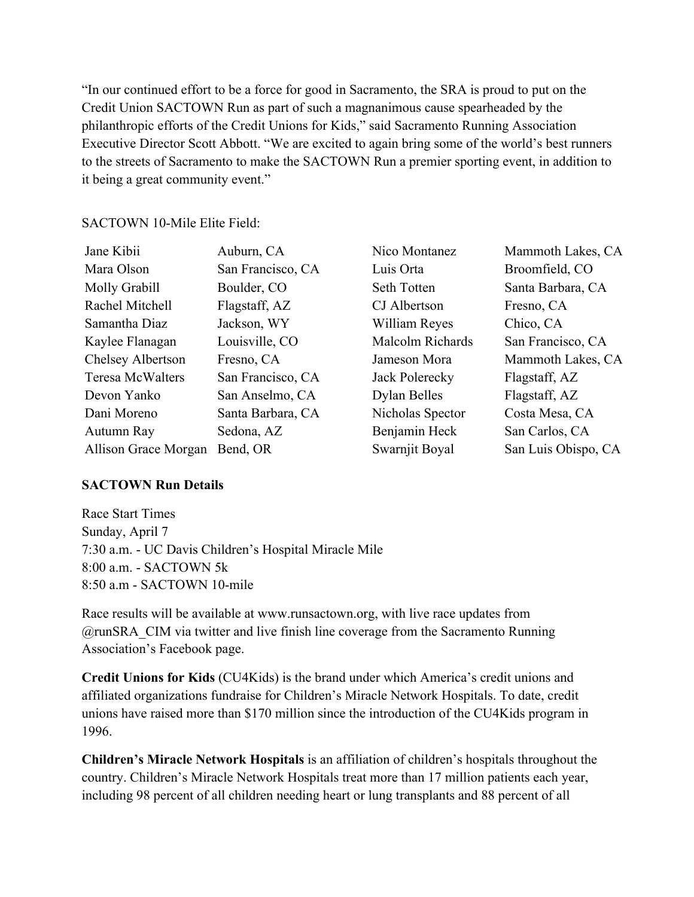"In our continued effort to be a force for good in Sacramento, the SRA is proud to put on the Credit Union SACTOWN Run as part of such a magnanimous cause spearheaded by the philanthropic efforts of the Credit Unions for Kids," said Sacramento Running Association Executive Director Scott Abbott. "We are excited to again bring some of the world's best runners to the streets of Sacramento to make the SACTOWN Run a premier sporting event, in addition to it being a great community event."

SACTOWN 10-Mile Elite Field:

| | | | |
|---|---|---|---|
| Jane Kibii | Auburn, CA | Nico Montanez | Mammoth Lakes, CA |
| Mara Olson | San Francisco, CA | Luis Orta | Broomfield, CO |
| Molly Grabill | Boulder, CO | Seth Totten | Santa Barbara, CA |
| Rachel Mitchell | Flagstaff, AZ | CJ Albertson | Fresno, CA |
| Samantha Diaz | Jackson, WY | William Reyes | Chico, CA |
| Kaylee Flanagan | Louisville, CO | Malcolm Richards | San Francisco, CA |
| Chelsey Albertson | Fresno, CA | Jameson Mora | Mammoth Lakes, CA |
| Teresa McWalters | San Francisco, CA | Jack Polerecky | Flagstaff, AZ |
| Devon Yanko | San Anselmo, CA | Dylan Belles | Flagstaff, AZ |
| Dani Moreno | Santa Barbara, CA | Nicholas Spector | Costa Mesa, CA |
| Autumn Ray | Sedona, AZ | Benjamin Heck | San Carlos, CA |
| Allison Grace Morgan | Bend, OR | Swarnjit Boyal | San Luis Obispo, CA |

**SACTOWN Run Details**

Race Start Times  
Sunday, April 7  
7:30 a.m. - UC Davis Children's Hospital Miracle Mile  
8:00 a.m. - SACTOWN 5k  
8:50 a.m - SACTOWN 10-mile

Race results will be available at www.runsactown.org, with live race updates from @runSRA_CIM via twitter and live finish line coverage from the Sacramento Running Association's Facebook page.

**Credit Unions for Kids** (CU4Kids) is the brand under which America's credit unions and affiliated organizations fundraise for Children's Miracle Network Hospitals. To date, credit unions have raised more than $170 million since the introduction of the CU4Kids program in 1996.

**Children's Miracle Network Hospitals** is an affiliation of children's hospitals throughout the country. Children's Miracle Network Hospitals treat more than 17 million patients each year, including 98 percent of all children needing heart or lung transplants and 88 percent of all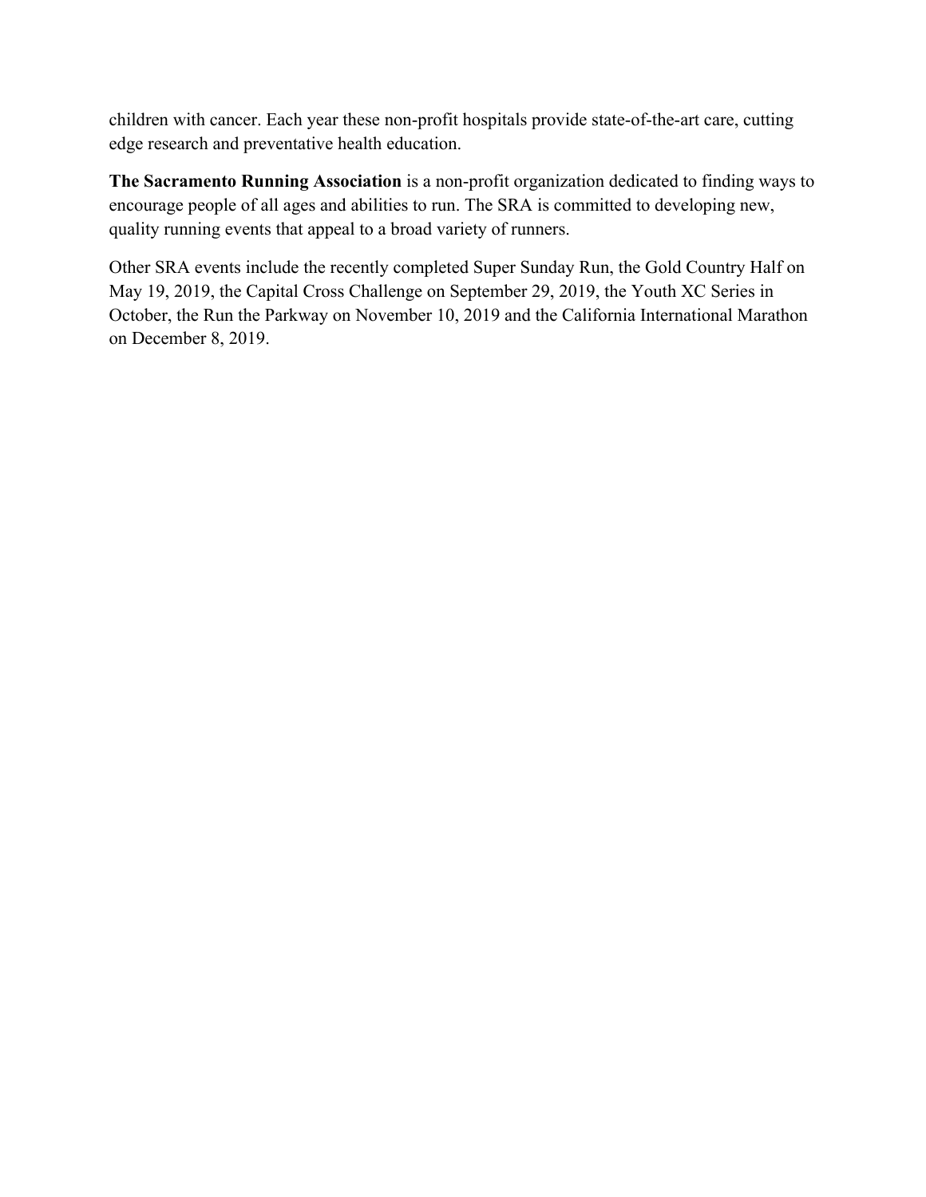children with cancer. Each year these non-profit hospitals provide state-of-the-art care, cutting edge research and preventative health education.

**The Sacramento Running Association** is a non-profit organization dedicated to finding ways to encourage people of all ages and abilities to run. The SRA is committed to developing new, quality running events that appeal to a broad variety of runners.

Other SRA events include the recently completed Super Sunday Run, the Gold Country Half on May 19, 2019, the Capital Cross Challenge on September 29, 2019, the Youth XC Series in October, the Run the Parkway on November 10, 2019 and the California International Marathon on December 8, 2019.